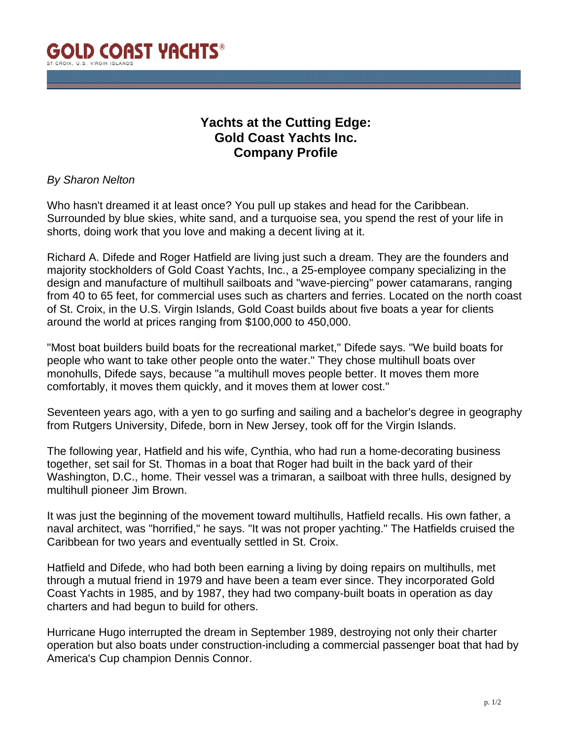# GOLD COAST YACHTS®

ST CROIX, U.S. VIRGIN ISLANDS

## Yachts at the Cutting Edge: Gold Coast Yachts Inc. Company Profile

*By Sharon Nelton*

Who hasn't dreamed it at least once? You pull up stakes and head for the Caribbean. Surrounded by blue skies, white sand, and a turquoise sea, you spend the rest of your life in shorts, doing work that you love and making a decent living at it.

Richard A. Difede and Roger Hatfield are living just such a dream. They are the founders and majority stockholders of Gold Coast Yachts, Inc., a 25-employee company specializing in the design and manufacture of multihull sailboats and "wave-piercing" power catamarans, ranging from 40 to 65 feet, for commercial uses such as charters and ferries. Located on the north coast of St. Croix, in the U.S. Virgin Islands, Gold Coast builds about five boats a year for clients around the world at prices ranging from $100,000 to 450,000.

"Most boat builders build boats for the recreational market," Difede says. "We build boats for people who want to take other people onto the water." They chose multihull boats over monohulls, Difede says, because "a multihull moves people better. It moves them more comfortably, it moves them quickly, and it moves them at lower cost."

Seventeen years ago, with a yen to go surfing and sailing and a bachelor's degree in geography from Rutgers University, Difede, born in New Jersey, took off for the Virgin Islands.

The following year, Hatfield and his wife, Cynthia, who had run a home-decorating business together, set sail for St. Thomas in a boat that Roger had built in the back yard of their Washington, D.C., home. Their vessel was a trimaran, a sailboat with three hulls, designed by multihull pioneer Jim Brown.

It was just the beginning of the movement toward multihulls, Hatfield recalls. His own father, a naval architect, was "horrified," he says. "It was not proper yachting." The Hatfields cruised the Caribbean for two years and eventually settled in St. Croix.

Hatfield and Difede, who had both been earning a living by doing repairs on multihulls, met through a mutual friend in 1979 and have been a team ever since. They incorporated Gold Coast Yachts in 1985, and by 1987, they had two company-built boats in operation as day charters and had begun to build for others.

Hurricane Hugo interrupted the dream in September 1989, destroying not only their charter operation but also boats under construction-including a commercial passenger boat that had by America's Cup champion Dennis Connor.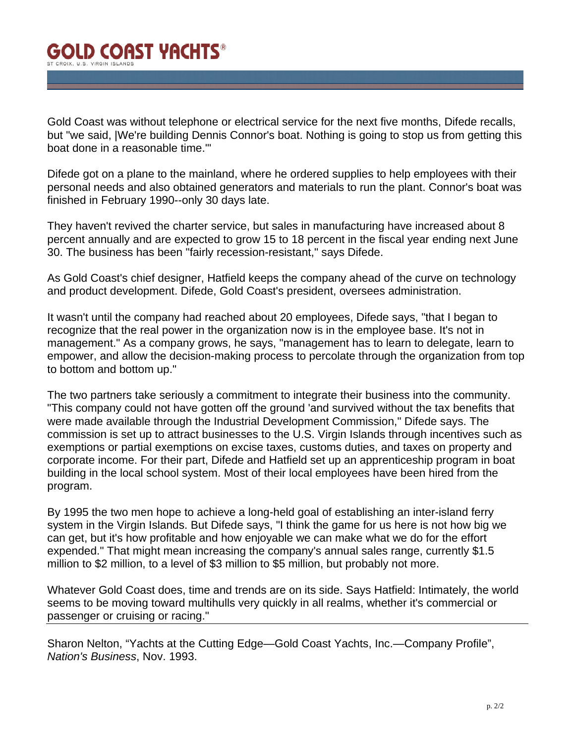Gold Coast was without telephone or electrical service for the next five months, Difede recalls, but "we said, |We're building Dennis Connor's boat. Nothing is going to stop us from getting this boat done in a reasonable time.'"

Difede got on a plane to the mainland, where he ordered supplies to help employees with their personal needs and also obtained generators and materials to run the plant. Connor's boat was finished in February 1990--only 30 days late.

They haven't revived the charter service, but sales in manufacturing have increased about 8 percent annually and are expected to grow 15 to 18 percent in the fiscal year ending next June 30. The business has been "fairly recession-resistant," says Difede.

As Gold Coast's chief designer, Hatfield keeps the company ahead of the curve on technology and product development. Difede, Gold Coast's president, oversees administration.

It wasn't until the company had reached about 20 employees, Difede says, "that I began to recognize that the real power in the organization now is in the employee base. It's not in management." As a company grows, he says, "management has to learn to delegate, learn to empower, and allow the decision-making process to percolate through the organization from top to bottom and bottom up."

The two partners take seriously a commitment to integrate their business into the community. "This company could not have gotten off the ground 'and survived without the tax benefits that were made available through the Industrial Development Commission," Difede says. The commission is set up to attract businesses to the U.S. Virgin Islands through incentives such as exemptions or partial exemptions on excise taxes, customs duties, and taxes on property and corporate income. For their part, Difede and Hatfield set up an apprenticeship program in boat building in the local school system. Most of their local employees have been hired from the program.

By 1995 the two men hope to achieve a long-held goal of establishing an inter-island ferry system in the Virgin Islands. But Difede says, "I think the game for us here is not how big we can get, but it's how profitable and how enjoyable we can make what we do for the effort expended." That might mean increasing the company's annual sales range, currently $1.5 million to $2 million, to a level of $3 million to $5 million, but probably not more.

Whatever Gold Coast does, time and trends are on its side. Says Hatfield: Intimately, the world seems to be moving toward multihulls very quickly in all realms, whether it's commercial or passenger or cruising or racing."

---

Sharon Nelton, "Yachts at the Cutting Edge—Gold Coast Yachts, Inc.—Company Profile", *Nation's Business*, Nov. 1993.